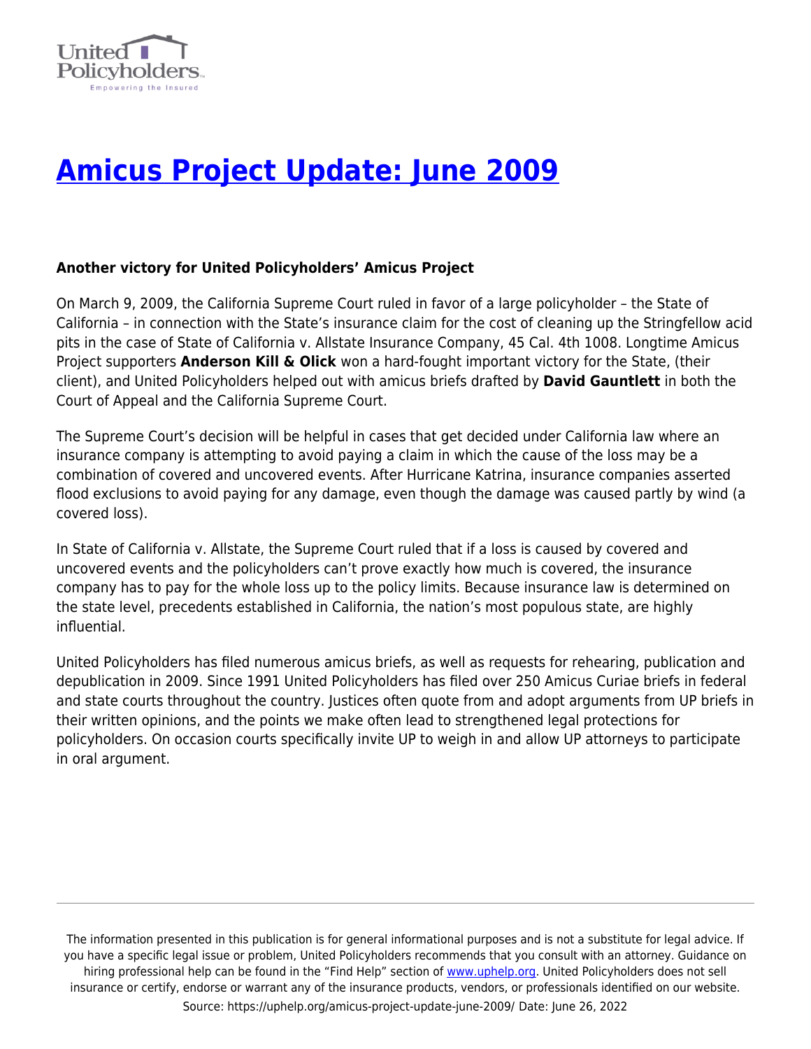# [Amicus Project Update: June 2009](https://uphelp.org/amicus-project-update-june-2009/)

**Another victory for United Policyholders' Amicus Project**

On March 9, 2009, the California Supreme Court ruled in favor of a large policyholder – the State of California – in connection with the State's insurance claim for the cost of cleaning up the Stringfellow acid pits in the case of State of California v. Allstate Insurance Company, 45 Cal. 4th 1008. Longtime Amicus Project supporters **Anderson Kill & Olick** won a hard-fought important victory for the State, (their client), and United Policyholders helped out with amicus briefs drafted by **David Gauntlett** in both the Court of Appeal and the California Supreme Court.

The Supreme Court's decision will be helpful in cases that get decided under California law where an insurance company is attempting to avoid paying a claim in which the cause of the loss may be a combination of covered and uncovered events. After Hurricane Katrina, insurance companies asserted flood exclusions to avoid paying for any damage, even though the damage was caused partly by wind (a covered loss).

In State of California v. Allstate, the Supreme Court ruled that if a loss is caused by covered and uncovered events and the policyholders can't prove exactly how much is covered, the insurance company has to pay for the whole loss up to the policy limits. Because insurance law is determined on the state level, precedents established in California, the nation's most populous state, are highly influential.

United Policyholders has filed numerous amicus briefs, as well as requests for rehearing, publication and depublication in 2009. Since 1991 United Policyholders has filed over 250 Amicus Curiae briefs in federal and state courts throughout the country. Justices often quote from and adopt arguments from UP briefs in their written opinions, and the points we make often lead to strengthened legal protections for policyholders. On occasion courts specifically invite UP to weigh in and allow UP attorneys to participate in oral argument.

---

The information presented in this publication is for general informational purposes and is not a substitute for legal advice. If you have a specific legal issue or problem, United Policyholders recommends that you consult with an attorney. Guidance on hiring professional help can be found in the "Find Help" section of [www.uphelp.org](http://www.uphelp.org). United Policyholders does not sell insurance or certify, endorse or warrant any of the insurance products, vendors, or professionals identified on our website.

Source: https://uphelp.org/amicus-project-update-june-2009/ Date: June 26, 2022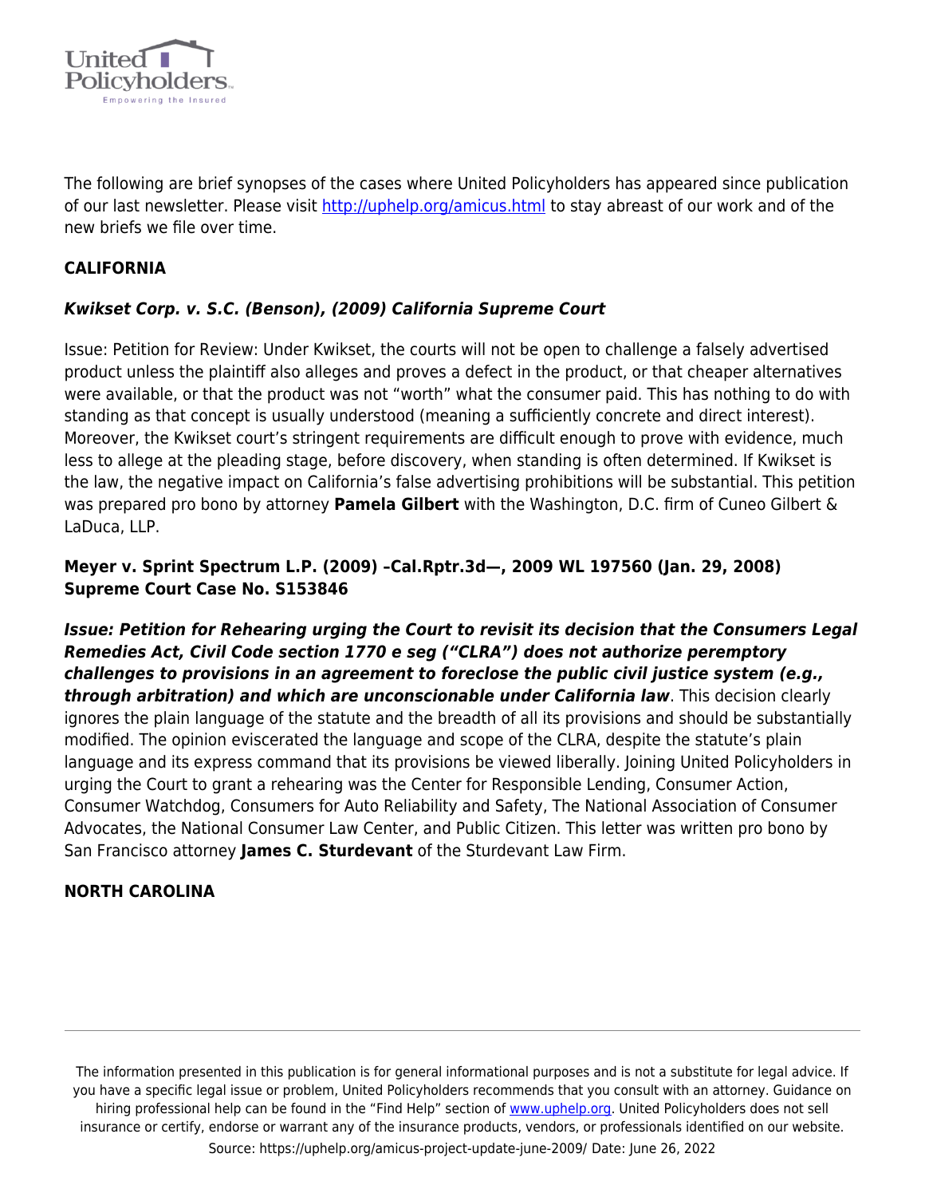The following are brief synopses of the cases where United Policyholders has appeared since publication of our last newsletter. Please visit http://uphelp.org/amicus.html to stay abreast of our work and of the new briefs we file over time.

**CALIFORNIA**

***Kwikset Corp. v. S.C. (Benson), (2009) California Supreme Court***

Issue: Petition for Review: Under Kwikset, the courts will not be open to challenge a falsely advertised product unless the plaintiff also alleges and proves a defect in the product, or that cheaper alternatives were available, or that the product was not "worth" what the consumer paid. This has nothing to do with standing as that concept is usually understood (meaning a sufficiently concrete and direct interest). Moreover, the Kwikset court's stringent requirements are difficult enough to prove with evidence, much less to allege at the pleading stage, before discovery, when standing is often determined. If Kwikset is the law, the negative impact on California's false advertising prohibitions will be substantial. This petition was prepared pro bono by attorney **Pamela Gilbert** with the Washington, D.C. firm of Cuneo Gilbert & LaDuca, LLP.

**Meyer v. Sprint Spectrum L.P. (2009) –Cal.Rptr.3d—, 2009 WL 197560 (Jan. 29, 2008) Supreme Court Case No. S153846**

***Issue: Petition for Rehearing urging the Court to revisit its decision that the Consumers Legal Remedies Act, Civil Code section 1770 e seg ("CLRA") does not authorize peremptory challenges to provisions in an agreement to foreclose the public civil justice system (e.g., through arbitration) and which are unconscionable under California law***. This decision clearly ignores the plain language of the statute and the breadth of all its provisions and should be substantially modified. The opinion eviscerated the language and scope of the CLRA, despite the statute's plain language and its express command that its provisions be viewed liberally. Joining United Policyholders in urging the Court to grant a rehearing was the Center for Responsible Lending, Consumer Action, Consumer Watchdog, Consumers for Auto Reliability and Safety, The National Association of Consumer Advocates, the National Consumer Law Center, and Public Citizen. This letter was written pro bono by San Francisco attorney **James C. Sturdevant** of the Sturdevant Law Firm.

**NORTH CAROLINA**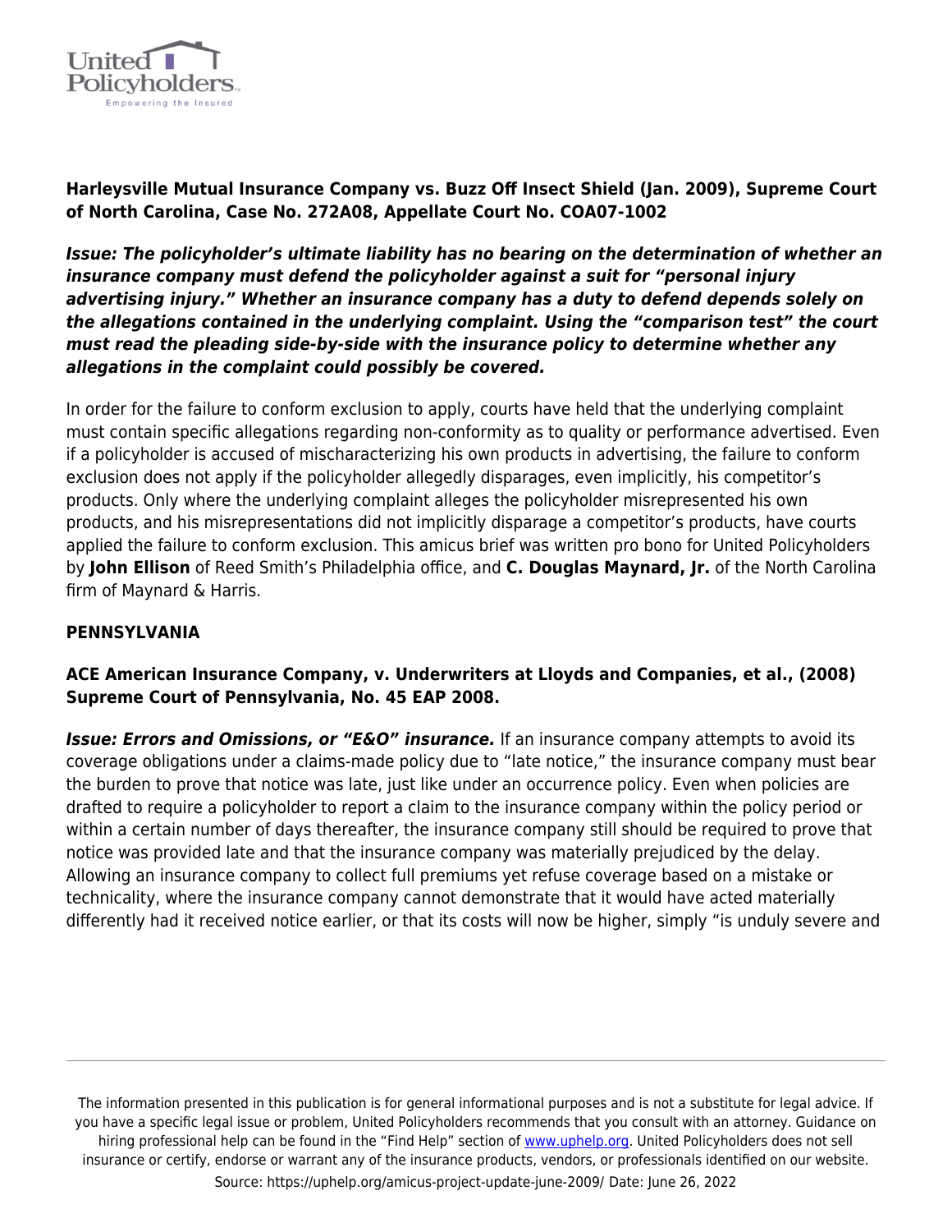**Harleysville Mutual Insurance Company vs. Buzz Off Insect Shield (Jan. 2009), Supreme Court of North Carolina, Case No. 272A08, Appellate Court No. COA07-1002**

***Issue: The policyholder's ultimate liability has no bearing on the determination of whether an insurance company must defend the policyholder against a suit for "personal injury advertising injury." Whether an insurance company has a duty to defend depends solely on the allegations contained in the underlying complaint. Using the "comparison test" the court must read the pleading side-by-side with the insurance policy to determine whether any allegations in the complaint could possibly be covered.***

In order for the failure to conform exclusion to apply, courts have held that the underlying complaint must contain specific allegations regarding non-conformity as to quality or performance advertised. Even if a policyholder is accused of mischaracterizing his own products in advertising, the failure to conform exclusion does not apply if the policyholder allegedly disparages, even implicitly, his competitor's products. Only where the underlying complaint alleges the policyholder misrepresented his own products, and his misrepresentations did not implicitly disparage a competitor's products, have courts applied the failure to conform exclusion. This amicus brief was written pro bono for United Policyholders by **John Ellison** of Reed Smith's Philadelphia office, and **C. Douglas Maynard, Jr.** of the North Carolina firm of Maynard & Harris.

**PENNSYLVANIA**

**ACE American Insurance Company, v. Underwriters at Lloyds and Companies, et al., (2008) Supreme Court of Pennsylvania, No. 45 EAP 2008.**

***Issue: Errors and Omissions, or "E&O" insurance.*** If an insurance company attempts to avoid its coverage obligations under a claims-made policy due to "late notice," the insurance company must bear the burden to prove that notice was late, just like under an occurrence policy. Even when policies are drafted to require a policyholder to report a claim to the insurance company within the policy period or within a certain number of days thereafter, the insurance company still should be required to prove that notice was provided late and that the insurance company was materially prejudiced by the delay. Allowing an insurance company to collect full premiums yet refuse coverage based on a mistake or technicality, where the insurance company cannot demonstrate that it would have acted materially differently had it received notice earlier, or that its costs will now be higher, simply "is unduly severe and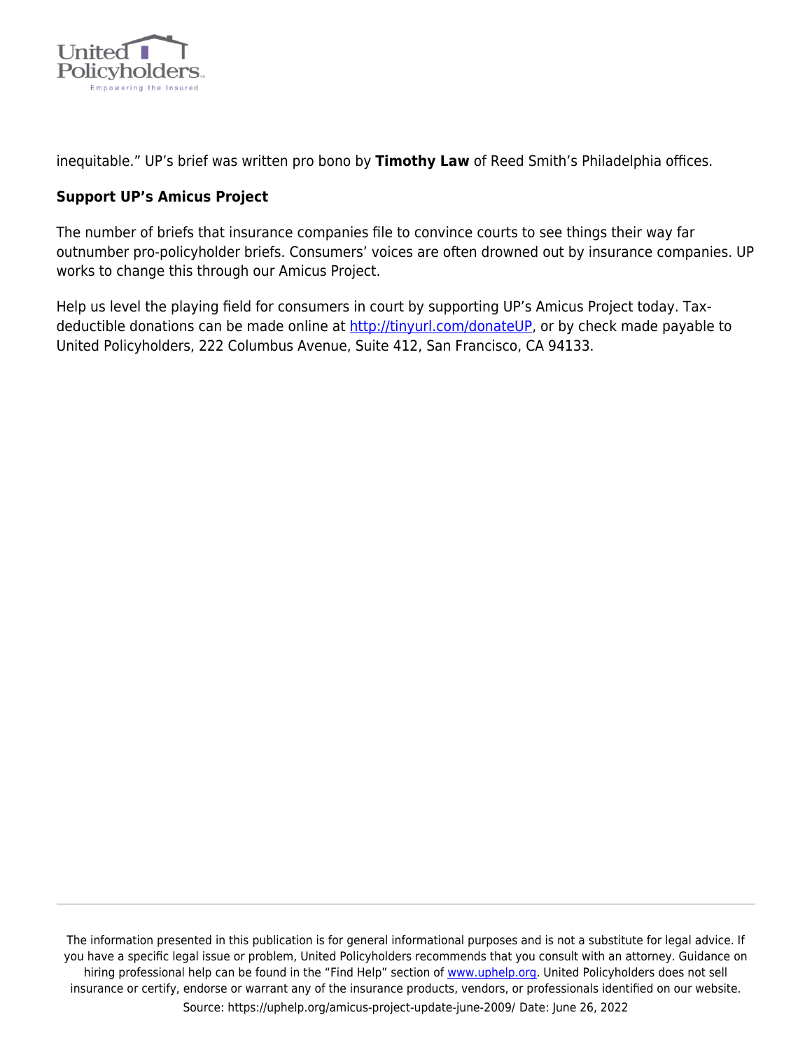inequitable.” UP’s brief was written pro bono by **Timothy Law** of Reed Smith’s Philadelphia offices.

**Support UP’s Amicus Project**

The number of briefs that insurance companies file to convince courts to see things their way far outnumber pro-policyholder briefs. Consumers’ voices are often drowned out by insurance companies. UP works to change this through our Amicus Project.

Help us level the playing field for consumers in court by supporting UP’s Amicus Project today. Tax-deductible donations can be made online at http://tinyurl.com/donateUP, or by check made payable to United Policyholders, 222 Columbus Avenue, Suite 412, San Francisco, CA 94133.

The information presented in this publication is for general informational purposes and is not a substitute for legal advice. If you have a specific legal issue or problem, United Policyholders recommends that you consult with an attorney. Guidance on hiring professional help can be found in the “Find Help” section of www.uphelp.org. United Policyholders does not sell insurance or certify, endorse or warrant any of the insurance products, vendors, or professionals identified on our website.

Source: https://uphelp.org/amicus-project-update-june-2009/ Date: June 26, 2022